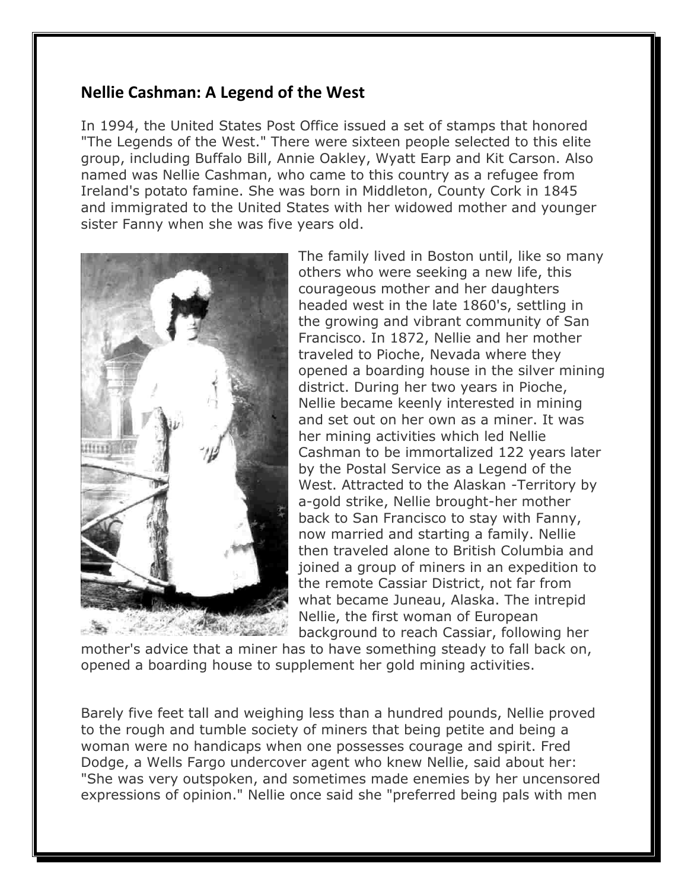## Nellie Cashman: A Legend of the West

In 1994, the United States Post Office issued a set of stamps that honored "The Legends of the West." There were sixteen people selected to this elite group, including Buffalo Bill, Annie Oakley, Wyatt Earp and Kit Carson. Also named was Nellie Cashman, who came to this country as a refugee from Ireland's potato famine. She was born in Middleton, County Cork in 1845 and immigrated to the United States with her widowed mother and younger sister Fanny when she was five years old.

The family lived in Boston until, like so many others who were seeking a new life, this courageous mother and her daughters headed west in the late 1860's, settling in the growing and vibrant community of San Francisco. In 1872, Nellie and her mother traveled to Pioche, Nevada where they opened a boarding house in the silver mining district. During her two years in Pioche, Nellie became keenly interested in mining and set out on her own as a miner. It was her mining activities which led Nellie Cashman to be immortalized 122 years later by the Postal Service as a Legend of the West. Attracted to the Alaskan -Territory by a-gold strike, Nellie brought-her mother back to San Francisco to stay with Fanny, now married and starting a family. Nellie then traveled alone to British Columbia and joined a group of miners in an expedition to the remote Cassiar District, not far from what became Juneau, Alaska. The intrepid Nellie, the first woman of European background to reach Cassiar, following her mother's advice that a miner has to have something steady to fall back on, opened a boarding house to supplement her gold mining activities.

Barely five feet tall and weighing less than a hundred pounds, Nellie proved to the rough and tumble society of miners that being petite and being a woman were no handicaps when one possesses courage and spirit. Fred Dodge, a Wells Fargo undercover agent who knew Nellie, said about her: "She was very outspoken, and sometimes made enemies by her uncensored expressions of opinion." Nellie once said she "preferred being pals with men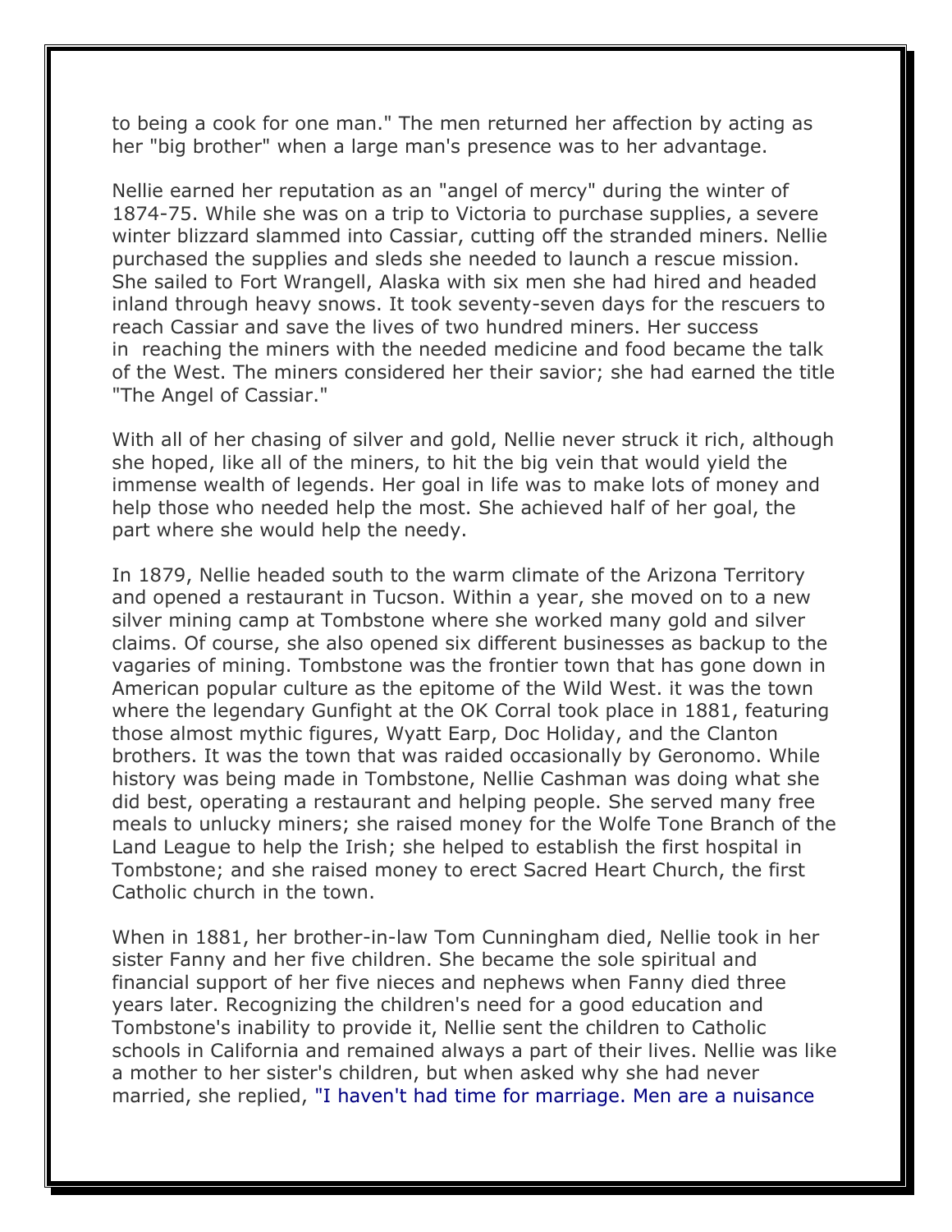to being a cook for one man." The men returned her affection by acting as her "big brother" when a large man's presence was to her advantage.

Nellie earned her reputation as an "angel of mercy" during the winter of 1874-75. While she was on a trip to Victoria to purchase supplies, a severe winter blizzard slammed into Cassiar, cutting off the stranded miners. Nellie purchased the supplies and sleds she needed to launch a rescue mission. She sailed to Fort Wrangell, Alaska with six men she had hired and headed inland through heavy snows. It took seventy-seven days for the rescuers to reach Cassiar and save the lives of two hundred miners. Her success in reaching the miners with the needed medicine and food became the talk of the West. The miners considered her their savior; she had earned the title "The Angel of Cassiar."

With all of her chasing of silver and gold, Nellie never struck it rich, although she hoped, like all of the miners, to hit the big vein that would yield the immense wealth of legends. Her goal in life was to make lots of money and help those who needed help the most. She achieved half of her goal, the part where she would help the needy.

In 1879, Nellie headed south to the warm climate of the Arizona Territory and opened a restaurant in Tucson. Within a year, she moved on to a new silver mining camp at Tombstone where she worked many gold and silver claims. Of course, she also opened six different businesses as backup to the vagaries of mining. Tombstone was the frontier town that has gone down in American popular culture as the epitome of the Wild West. it was the town where the legendary Gunfight at the OK Corral took place in 1881, featuring those almost mythic figures, Wyatt Earp, Doc Holiday, and the Clanton brothers. It was the town that was raided occasionally by Geronomo. While history was being made in Tombstone, Nellie Cashman was doing what she did best, operating a restaurant and helping people. She served many free meals to unlucky miners; she raised money for the Wolfe Tone Branch of the Land League to help the Irish; she helped to establish the first hospital in Tombstone; and she raised money to erect Sacred Heart Church, the first Catholic church in the town.

When in 1881, her brother-in-law Tom Cunningham died, Nellie took in her sister Fanny and her five children. She became the sole spiritual and financial support of her five nieces and nephews when Fanny died three years later. Recognizing the children's need for a good education and Tombstone's inability to provide it, Nellie sent the children to Catholic schools in California and remained always a part of their lives. Nellie was like a mother to her sister's children, but when asked why she had never married, she replied, "I haven't had time for marriage. Men are a nuisance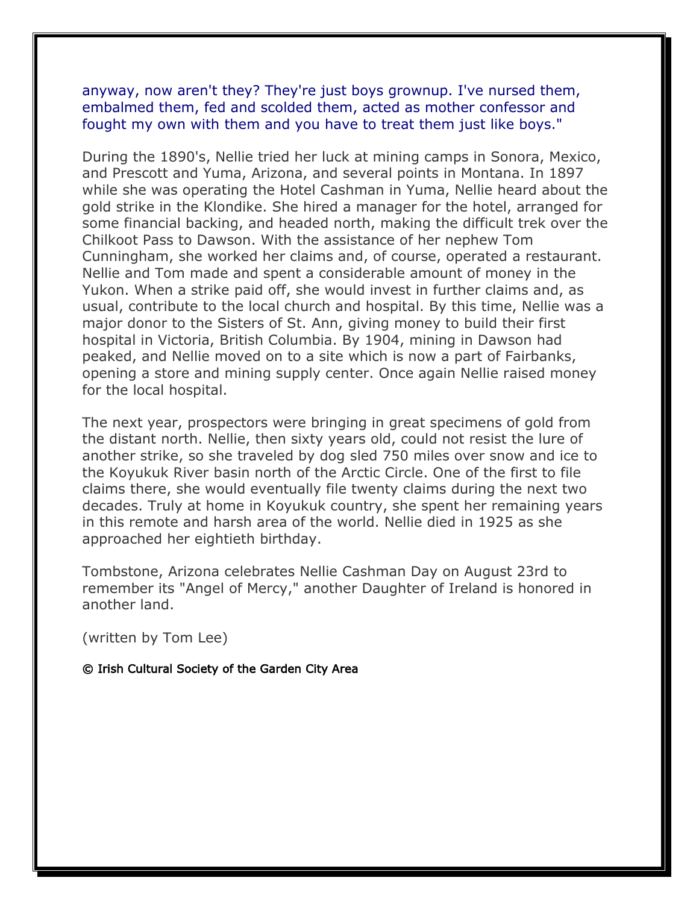anyway, now aren't they? They're just boys grownup. I've nursed them, embalmed them, fed and scolded them, acted as mother confessor and fought my own with them and you have to treat them just like boys."

During the 1890's, Nellie tried her luck at mining camps in Sonora, Mexico, and Prescott and Yuma, Arizona, and several points in Montana. In 1897 while she was operating the Hotel Cashman in Yuma, Nellie heard about the gold strike in the Klondike. She hired a manager for the hotel, arranged for some financial backing, and headed north, making the difficult trek over the Chilkoot Pass to Dawson. With the assistance of her nephew Tom Cunningham, she worked her claims and, of course, operated a restaurant. Nellie and Tom made and spent a considerable amount of money in the Yukon. When a strike paid off, she would invest in further claims and, as usual, contribute to the local church and hospital. By this time, Nellie was a major donor to the Sisters of St. Ann, giving money to build their first hospital in Victoria, British Columbia. By 1904, mining in Dawson had peaked, and Nellie moved on to a site which is now a part of Fairbanks, opening a store and mining supply center. Once again Nellie raised money for the local hospital.

The next year, prospectors were bringing in great specimens of gold from the distant north. Nellie, then sixty years old, could not resist the lure of another strike, so she traveled by dog sled 750 miles over snow and ice to the Koyukuk River basin north of the Arctic Circle. One of the first to file claims there, she would eventually file twenty claims during the next two decades. Truly at home in Koyukuk country, she spent her remaining years in this remote and harsh area of the world. Nellie died in 1925 as she approached her eightieth birthday.

Tombstone, Arizona celebrates Nellie Cashman Day on August 23rd to remember its "Angel of Mercy," another Daughter of Ireland is honored in another land.

(written by Tom Lee)

© Irish Cultural Society of the Garden City Area